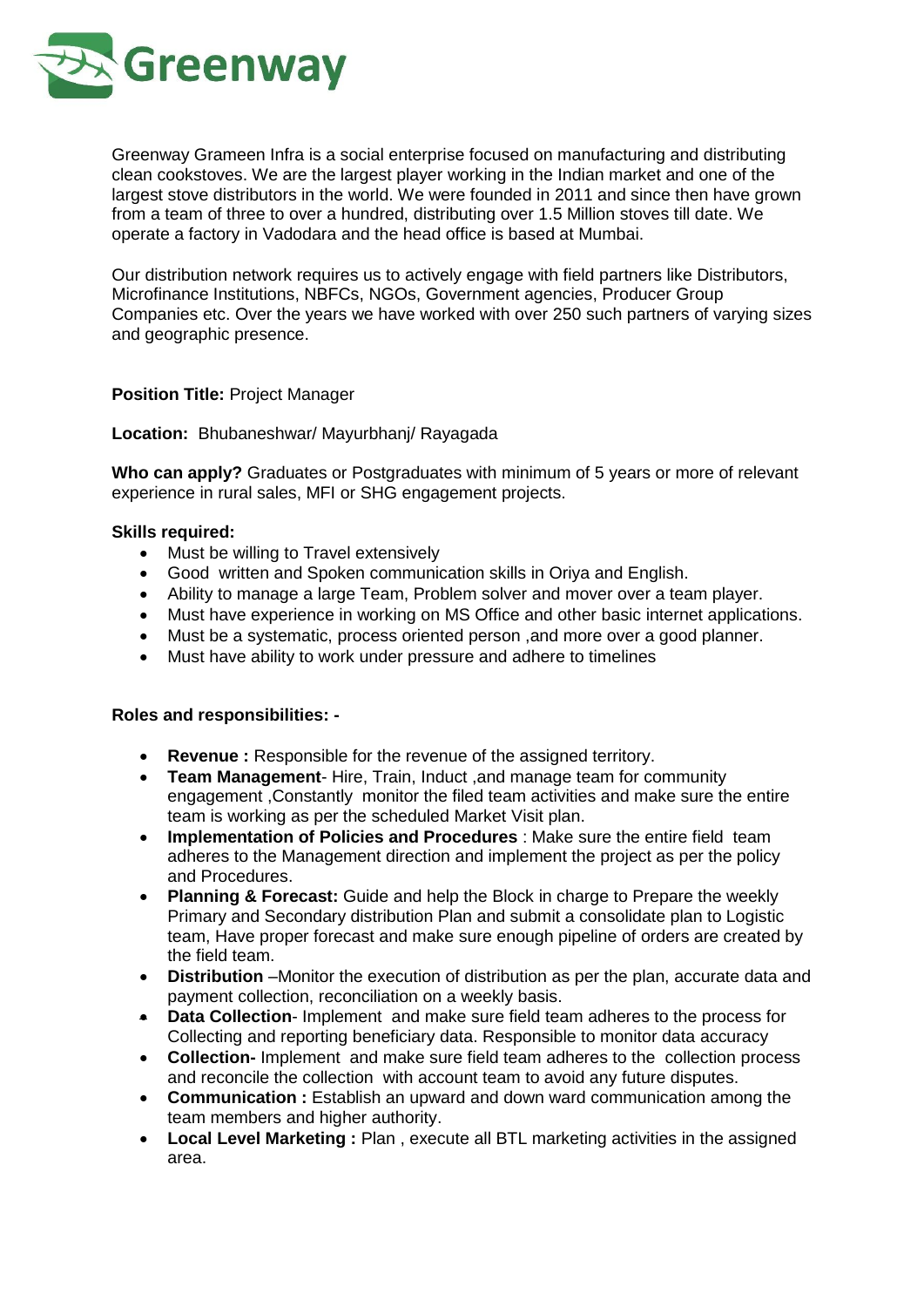# Greenway

Greenway Grameen Infra is a social enterprise focused on manufacturing and distributing clean cookstoves. We are the largest player working in the Indian market and one of the largest stove distributors in the world. We were founded in 2011 and since then have grown from a team of three to over a hundred, distributing over 1.5 Million stoves till date. We operate a factory in Vadodara and the head office is based at Mumbai.

Our distribution network requires us to actively engage with field partners like Distributors, Microfinance Institutions, NBFCs, NGOs, Government agencies, Producer Group Companies etc. Over the years we have worked with over 250 such partners of varying sizes and geographic presence.

**Position Title:** Project Manager

**Location:** Bhubaneshwar/ Mayurbhanj/ Rayagada

**Who can apply?** Graduates or Postgraduates with minimum of 5 years or more of relevant experience in rural sales, MFI or SHG engagement projects.

**Skills required:**

- Must be willing to Travel extensively
- Good written and Spoken communication skills in Oriya and English.
- Ability to manage a large Team, Problem solver and mover over a team player.
- Must have experience in working on MS Office and other basic internet applications.
- Must be a systematic, process oriented person ,and more over a good planner.
- Must have ability to work under pressure and adhere to timelines

**Roles and responsibilities: -**

- **Revenue :** Responsible for the revenue of the assigned territory.
- **Team Management**- Hire, Train, Induct ,and manage team for community engagement ,Constantly monitor the filed team activities and make sure the entire team is working as per the scheduled Market Visit plan.
- **Implementation of Policies and Procedures** : Make sure the entire field team adheres to the Management direction and implement the project as per the policy and Procedures.
- **Planning & Forecast:** Guide and help the Block in charge to Prepare the weekly Primary and Secondary distribution Plan and submit a consolidate plan to Logistic team, Have proper forecast and make sure enough pipeline of orders are created by the field team.
- **Distribution** –Monitor the execution of distribution as per the plan, accurate data and payment collection, reconciliation on a weekly basis.
- **Data Collection**- Implement and make sure field team adheres to the process for Collecting and reporting beneficiary data. Responsible to monitor data accuracy
- **Collection-** Implement and make sure field team adheres to the collection process and reconcile the collection with account team to avoid any future disputes.
- **Communication :** Establish an upward and down ward communication among the team members and higher authority.
- **Local Level Marketing :** Plan , execute all BTL marketing activities in the assigned area.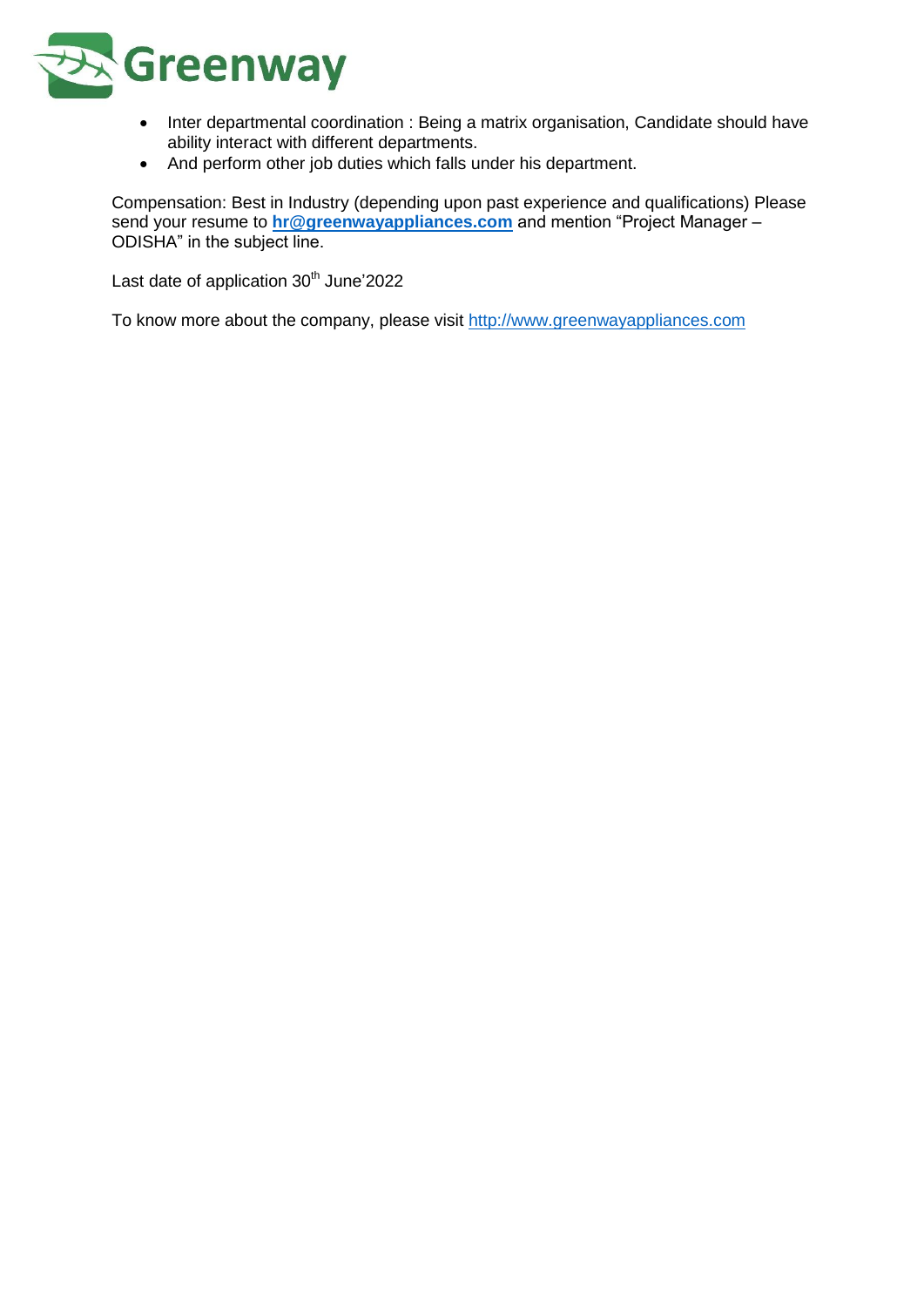- Inter departmental coordination : Being a matrix organisation, Candidate should have ability interact with different departments.
- And perform other job duties which falls under his department.

Compensation: Best in Industry (depending upon past experience and qualifications) Please send your resume to **hr@greenwayappliances.com** and mention "Project Manager – ODISHA" in the subject line.

Last date of application 30th June'2022

To know more about the company, please visit http://www.greenwayappliances.com